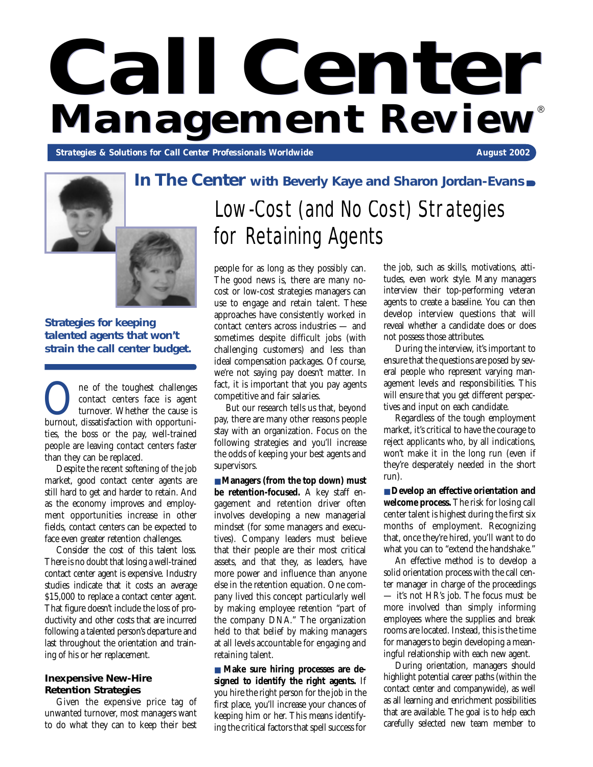# Call Center Management Review®

**Strategies & Solutions for Call Center Professionals Worldwide** — August 2002

## In The Center with Beverly Kaye and Sharon Jordan-Evans

# Low-Cost (and No Cost) Strategies for Retaining Agents

**Strategies for keeping talented agents that won't strain the call center budget.**

One of the toughest challenges contact centers face is agent turnover. Whether the cause is burnout, dissatisfaction with opportunities, the boss or the pay, well-trained people are leaving contact centers faster than they can be replaced.

Despite the recent softening of the job market, good contact center agents are still hard to get and harder to retain. And as the economy improves and employment opportunities increase in other fields, contact centers can be expected to face even greater retention challenges.

Consider the cost of this talent loss. There is no doubt that losing a well-trained contact center agent is expensive. Industry studies indicate that it costs an average $15,000 to replace a contact center agent. That figure doesn't include the loss of productivity and other costs that are incurred following a talented person's departure and last throughout the orientation and training of his or her replacement.

### Inexpensive New-Hire Retention Strategies

Given the expensive price tag of unwanted turnover, most managers want to do what they can to keep their best people for as long as they possibly can. The good news is, there are many no-cost or low-cost strategies managers can use to engage and retain talent. These approaches have consistently worked in contact centers across industries — and sometimes despite difficult jobs (with challenging customers) and less than ideal compensation packages. Of course, we're not saying pay doesn't matter. In fact, it is important that you pay agents competitive and fair salaries.

But our research tells us that, beyond pay, there are many other reasons people stay with an organization. Focus on the following strategies and you'll increase the odds of keeping your best agents and supervisors.

■ **Managers (from the top down) must be retention-focused.** A key staff engagement and retention driver often involves developing a new managerial mindset (for some managers and executives). Company leaders must believe that their people are their most critical assets, and that they, as leaders, have more power and influence than anyone else in the retention equation. One company lived this concept particularly well by making employee retention "part of the company DNA." The organization held to that belief by making managers at all levels accountable for engaging and retaining talent.

■ **Make sure hiring processes are designed to identify the right agents.** If you hire the right person for the job in the first place, you'll increase your chances of keeping him or her. This means identifying the critical factors that spell success for the job, such as skills, motivations, attitudes, even work style. Many managers interview their top-performing veteran agents to create a baseline. You can then develop interview questions that will reveal whether a candidate does or does not possess those attributes.

During the interview, it's important to ensure that the questions are posed by several people who represent varying management levels and responsibilities. This will ensure that you get different perspectives and input on each candidate.

Regardless of the tough employment market, it's critical to have the courage to reject applicants who, by all indications, won't make it in the long run (even if they're desperately needed in the short run).

■ **Develop an effective orientation and welcome process.** The risk for losing call center talent is highest during the first six months of employment. Recognizing that, once they're hired, you'll want to do what you can to "extend the handshake."

An effective method is to develop a solid orientation process with the call center manager in charge of the proceedings — it's not HR's job. The focus must be more involved than simply informing employees where the supplies and break rooms are located. Instead, this is the time for managers to begin developing a meaningful relationship with each new agent.

During orientation, managers should highlight potential career paths (within the contact center and companywide), as well as all learning and enrichment possibilities that are available. The goal is to help each carefully selected new team member to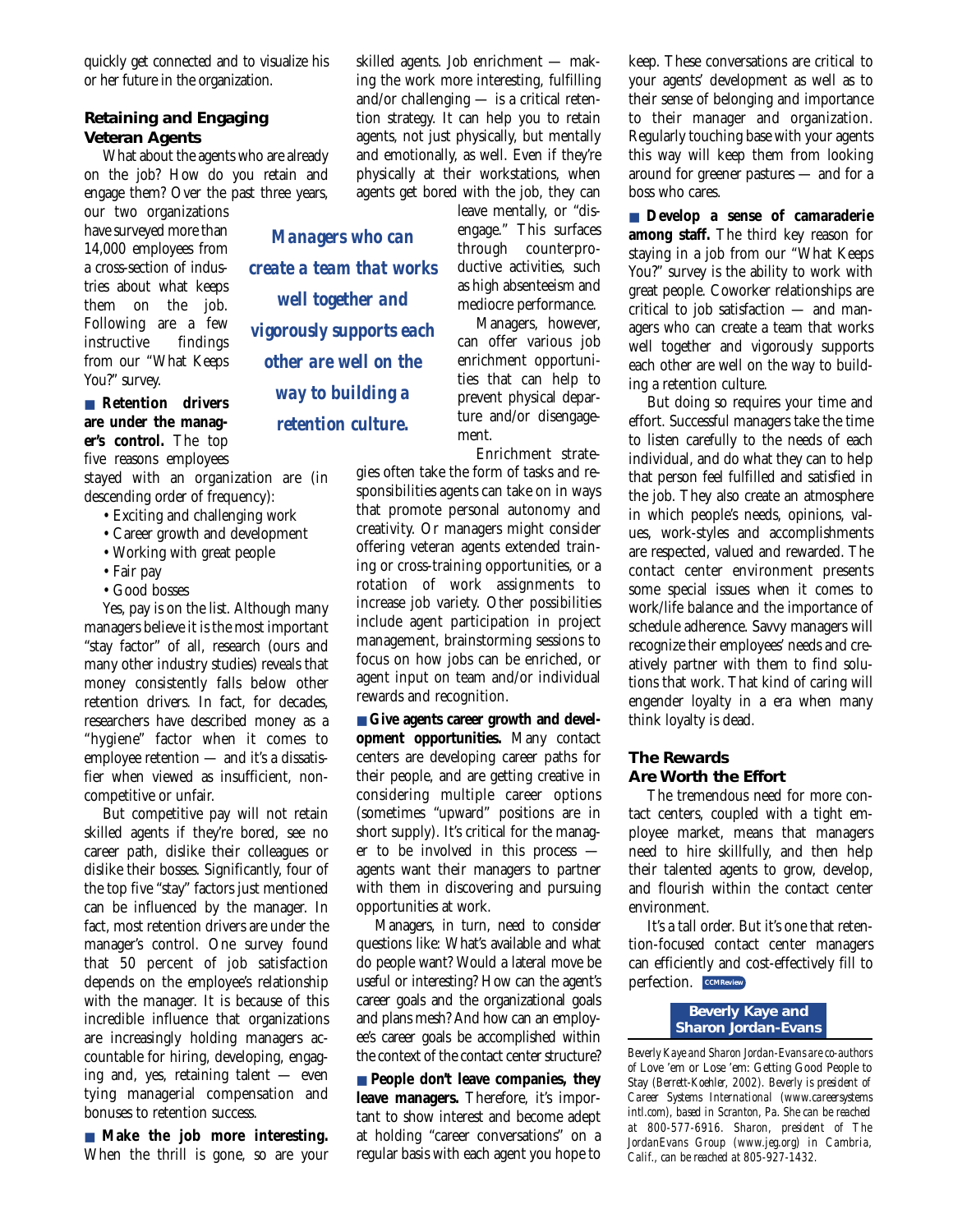quickly get connected and to visualize his or her future in the organization.

### Retaining and Engaging Veteran Agents

What about the agents who are already on the job? How do you retain and engage them? Over the past three years, our two organizations have surveyed more than 14,000 employees from a cross-section of industries about what keeps them on the job. Following are a few instructive findings from our "What Keeps You?" survey.

■ **Retention drivers are under the manager's control.** The top five reasons employees stayed with an organization are (in descending order of frequency):

- Exciting and challenging work
- Career growth and development
- Working with great people
- Fair pay
- Good bosses

Yes, pay is on the list. Although many managers believe it is the most important "stay factor" of all, research (ours and many other industry studies) reveals that money consistently falls below other retention drivers. In fact, for decades, researchers have described money as a "hygiene" factor when it comes to employee retention — and it's a dissatisfier when viewed as insufficient, noncompetitive or unfair.

But competitive pay will not retain skilled agents if they're bored, see no career path, dislike their colleagues or dislike their bosses. Significantly, four of the top five "stay" factors just mentioned can be influenced by the manager. In fact, most retention drivers are under the manager's control. One survey found that 50 percent of job satisfaction depends on the employee's relationship with the manager. It is because of this incredible influence that organizations are increasingly holding managers accountable for hiring, developing, engaging and, yes, retaining talent — even tying managerial compensation and bonuses to retention success.

■ **Make the job more interesting.** When the thrill is gone, so are your skilled agents. Job enrichment — making the work more interesting, fulfilling and/or challenging — is a critical retention strategy. It can help you to retain agents, not just physically, but mentally and emotionally, as well. Even if they're physically at their workstations, when agents get bored with the job, they can leave mentally, or "disengage." This surfaces through counterproductive activities, such as high absenteeism and mediocre performance.

*Managers who can create a team that works well together and vigorously supports each other are well on the way to building a retention culture.*

Managers, however, can offer various job enrichment opportunities that can help to prevent physical departure and/or disengagement.

Enrichment strategies often take the form of tasks and responsibilities agents can take on in ways that promote personal autonomy and creativity. Or managers might consider offering veteran agents extended training or cross-training opportunities, or a rotation of work assignments to increase job variety. Other possibilities include agent participation in project management, brainstorming sessions to focus on how jobs can be enriched, or agent input on team and/or individual rewards and recognition.

■ **Give agents career growth and development opportunities.** Many contact centers are developing career paths for their people, and are getting creative in considering multiple career options (sometimes "upward" positions are in short supply). It's critical for the manager to be involved in this process — agents want their managers to partner with them in discovering and pursuing opportunities at work.

Managers, in turn, need to consider questions like: What's available and what do people want? Would a lateral move be useful or interesting? How can the agent's career goals and the organizational goals and plans mesh? And how can an employee's career goals be accomplished within the context of the contact center structure?

■ **People don't leave companies, they leave managers.** Therefore, it's important to show interest and become adept at holding "career conversations" on a regular basis with each agent you hope to keep. These conversations are critical to your agents' development as well as to their sense of belonging and importance to their manager and organization. Regularly touching base with your agents this way will keep them from looking around for greener pastures — and for a boss who cares.

■ **Develop a sense of camaraderie among staff.** The third key reason for staying in a job from our "What Keeps You?" survey is the ability to work with great people. Coworker relationships are critical to job satisfaction — and managers who can create a team that works well together and vigorously supports each other are well on the way to building a retention culture.

But doing so requires your time and effort. Successful managers take the time to listen carefully to the needs of each individual, and do what they can to help that person feel fulfilled and satisfied in the job. They also create an atmosphere in which people's needs, opinions, values, work-styles and accomplishments are respected, valued and rewarded. The contact center environment presents some special issues when it comes to work/life balance and the importance of schedule adherence. Savvy managers will recognize their employees' needs and creatively partner with them to find solutions that work. That kind of caring will engender loyalty in a era when many think loyalty is dead.

### The Rewards Are Worth the Effort

The tremendous need for more contact centers, coupled with a tight employee market, means that managers need to hire skillfully, and then help their talented agents to grow, develop, and flourish within the contact center environment.

It's a tall order. But it's one that retention-focused contact center managers can efficiently and cost-effectively fill to perfection. CCMReview

**Beverly Kaye and Sharon Jordan-Evans**

*Beverly Kaye and Sharon Jordan-Evans are co-authors of Love 'em or Lose 'em: Getting Good People to Stay (Berrett-Koehler, 2002). Beverly is president of Career Systems International (www.careersystemsintl.com), based in Scranton, Pa. She can be reached at 800-577-6916. Sharon, president of The JordanEvans Group (www.jeg.org) in Cambria, Calif., can be reached at 805-927-1432.*